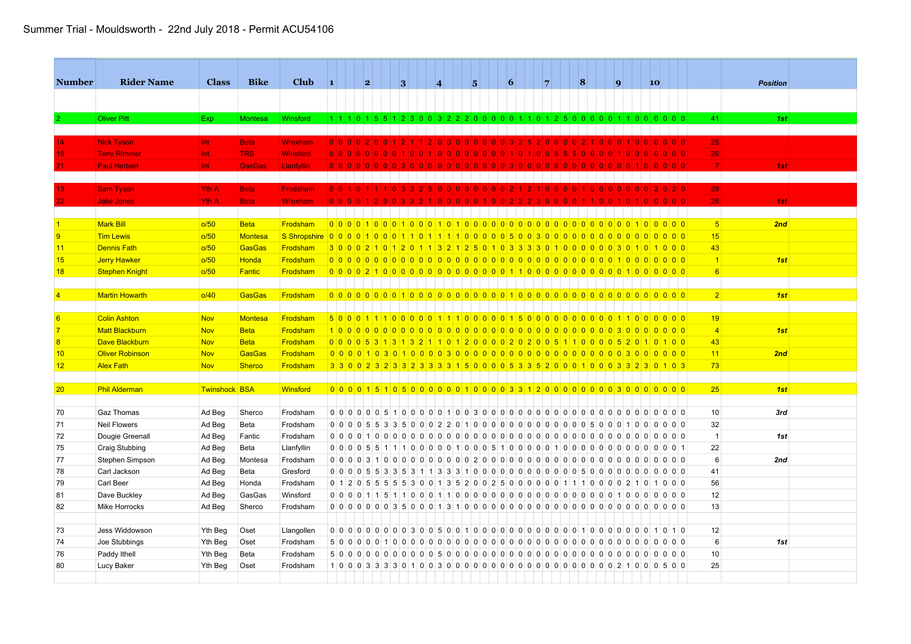Summer Trial - Mouldsworth - 22nd July 2018 - Permit ACU54106

| Number | Rider Name | Class | Bike | Club | 1 | | | | 2 | | | | 3 | | | | 4 | | | | 5 | | | | 6 | | | | 7 | | | | 8 | | | | 9 | | | | 10 | | | | Total | Position |
|---|---|---|---|---|---|---|---|---|---|---|---|---|---|---|---|---|---|---|---|---|---|---|---|---|---|---|---|---|---|---|---|---|---|---|---|---|---|---|---|---|---|---|---|---|---|---|
| 2 | Oliver Pitt | Exp | Montesa | Winsford | 1 | 1 | 1 | 0 | 1 | 5 | 5 | 1 | 2 | 3 | 0 | 0 | 3 | 2 | 2 | 2 | 0 | 0 | 0 | 0 | 0 | 1 | 1 | 0 | 1 | 2 | 5 | 0 | 0 | 0 | 0 | 0 | 1 | 1 | 0 | 0 | 0 | 0 | 0 | 0 | 41 | 1st |
| 14 | Nick Tyson | Int | Beta | Wrexham | 0 | 0 | 0 | 0 | 2 | 0 | 0 | 1 | 2 | 1 | 1 | 2 | 0 | 0 | 0 | 0 | 0 | 0 | 0 | 0 | 3 | 2 | 5 | 2 | 0 | 0 | 0 | 0 | 2 | 1 | 0 | 0 | 0 | 1 | 0 | 0 | 0 | 0 | 0 | 0 | 25 | |
| 19 | Tony Rimmer | Int | TRS | Winsford | 0 | 0 | 0 | 0 | 0 | 0 | 0 | 0 | 1 | 0 | 0 | 1 | 0 | 0 | 0 | 0 | 0 | 0 | 0 | 0 | 1 | 0 | 1 | 0 | 0 | 5 | 5 | 5 | 0 | 0 | 0 | 0 | 1 | 0 | 0 | 0 | 0 | 0 | 0 | 0 | 20 | |
| 21 | Paul Herbert | Int | GasGas | Llanfyllin | 0 | 0 | 0 | 0 | 0 | 0 | 0 | 0 | 3 | 0 | 0 | 0 | 0 | 0 | 0 | 0 | 0 | 0 | 0 | 0 | 3 | 0 | 0 | 0 | 0 | 0 | 0 | 0 | 0 | 0 | 0 | 0 | 0 | 1 | 0 | 0 | 0 | 0 | 0 | 0 | 7 | 1st |
| 13 | Sam Tyson | Yth A | Beta | Frodsham | 0 | 0 | 1 | 0 | 1 | 1 | 1 | 0 | 3 | 3 | 2 | 5 | 0 | 0 | 0 | 0 | 0 | 0 | 0 | 0 | 2 | 1 | 2 | 1 | 0 | 0 | 0 | 0 | 1 | 0 | 0 | 0 | 0 | 0 | 0 | 0 | 2 | 0 | 2 | 0 | 28 | |
| 22 | Jake Jones | Yth A | Beta | Wrexham | 0 | 0 | 0 | 0 | 1 | 2 | 0 | 0 | 3 | 3 | 2 | 1 | 0 | 0 | 0 | 0 | 0 | 1 | 0 | 0 | 2 | 2 | 2 | 3 | 0 | 0 | 0 | 0 | 1 | 1 | 0 | 0 | 1 | 0 | 1 | 0 | 0 | 0 | 0 | 0 | 26 | 1st |
| 1 | Mark Bill | o/50 | Beta | Frodsham | 0 | 0 | 0 | 0 | 1 | 0 | 0 | 0 | 1 | 0 | 0 | 0 | 1 | 0 | 1 | 0 | 0 | 0 | 0 | 0 | 0 | 0 | 0 | 0 | 0 | 0 | 0 | 0 | 0 | 0 | 0 | 0 | 0 | 1 | 0 | 0 | 0 | 0 | 0 | 0 | 5 | 2nd |
| 9 | Tim Lewis | o/50 | Montesa | S Shropshire | 0 | 0 | 0 | 0 | 1 | 0 | 0 | 0 | 1 | 1 | 0 | 1 | 1 | 1 | 1 | 1 | 0 | 0 | 0 | 0 | 0 | 5 | 0 | 0 | 3 | 0 | 0 | 0 | 0 | 0 | 0 | 0 | 0 | 0 | 0 | 0 | 0 | 0 | 0 | 0 | 15 | |
| 11 | Dennis Fath | o/50 | GasGas | Frodsham | 3 | 0 | 0 | 0 | 2 | 1 | 0 | 1 | 2 | 0 | 1 | 1 | 3 | 2 | 1 | 2 | 5 | 0 | 1 | 0 | 3 | 3 | 3 | 3 | 0 | 1 | 0 | 0 | 0 | 0 | 0 | 0 | 3 | 0 | 1 | 0 | 1 | 0 | 0 | 0 | 43 | |
| 15 | Jerry Hawker | o/50 | Honda | Frodsham | 0 | 0 | 0 | 0 | 0 | 0 | 0 | 0 | 0 | 0 | 0 | 0 | 0 | 0 | 0 | 0 | 0 | 0 | 0 | 0 | 0 | 0 | 0 | 0 | 0 | 0 | 0 | 0 | 0 | 0 | 0 | 0 | 1 | 0 | 0 | 0 | 0 | 0 | 0 | 0 | 1 | 1st |
| 18 | Stephen Knight | o/50 | Fantic | Frodsham | 0 | 0 | 0 | 0 | 2 | 1 | 0 | 0 | 0 | 0 | 0 | 0 | 0 | 0 | 0 | 0 | 0 | 0 | 0 | 0 | 1 | 1 | 0 | 0 | 0 | 0 | 0 | 0 | 0 | 0 | 0 | 0 | 1 | 0 | 0 | 0 | 0 | 0 | 0 | 0 | 6 | |
| 4 | Martin Howarth | o/40 | GasGas | Frodsham | 0 | 0 | 0 | 0 | 0 | 0 | 0 | 0 | 1 | 0 | 0 | 0 | 0 | 0 | 0 | 0 | 0 | 0 | 0 | 0 | 1 | 0 | 0 | 0 | 0 | 0 | 0 | 0 | 0 | 0 | 0 | 0 | 0 | 0 | 0 | 0 | 0 | 0 | 0 | 0 | 2 | 1st |
| 6 | Colin Ashton | Nov | Montesa | Frodsham | 5 | 0 | 0 | 0 | 1 | 1 | 1 | 0 | 0 | 0 | 0 | 0 | 1 | 1 | 1 | 0 | 0 | 0 | 0 | 0 | 1 | 5 | 0 | 0 | 0 | 0 | 0 | 0 | 0 | 0 | 0 | 0 | 1 | 1 | 0 | 0 | 0 | 0 | 0 | 0 | 19 | |
| 7 | Matt Blackburn | Nov | Beta | Frodsham | 1 | 0 | 0 | 0 | 0 | 0 | 0 | 0 | 0 | 0 | 0 | 0 | 0 | 0 | 0 | 0 | 0 | 0 | 0 | 0 | 0 | 0 | 0 | 0 | 0 | 0 | 0 | 0 | 0 | 0 | 0 | 0 | 3 | 0 | 0 | 0 | 0 | 0 | 0 | 0 | 4 | 1st |
| 8 | Dave Blackburn | Nov | Beta | Frodsham | 0 | 0 | 0 | 0 | 5 | 3 | 1 | 3 | 1 | 3 | 2 | 1 | 1 | 0 | 1 | 2 | 0 | 0 | 0 | 0 | 2 | 0 | 2 | 0 | 0 | 5 | 1 | 1 | 0 | 0 | 0 | 0 | 5 | 2 | 0 | 1 | 0 | 1 | 0 | 0 | 43 | |
| 10 | Oliver Robinson | Nov | GasGas | Frodsham | 0 | 0 | 0 | 0 | 1 | 0 | 3 | 0 | 1 | 0 | 0 | 0 | 0 | 3 | 0 | 0 | 0 | 0 | 0 | 0 | 0 | 0 | 0 | 0 | 0 | 0 | 0 | 0 | 0 | 0 | 0 | 0 | 3 | 0 | 0 | 0 | 0 | 0 | 0 | 0 | 11 | 2nd |
| 12 | Alex Fath | Nov | Sherco | Frodsham | 3 | 3 | 0 | 0 | 2 | 3 | 2 | 3 | 3 | 2 | 3 | 3 | 3 | 3 | 1 | 5 | 0 | 0 | 0 | 0 | 5 | 3 | 3 | 5 | 2 | 0 | 0 | 0 | 1 | 0 | 0 | 0 | 3 | 3 | 2 | 3 | 0 | 1 | 0 | 3 | 73 | |
| 20 | Phil Alderman | Twinshock | BSA | Winsford | 0 | 0 | 0 | 0 | 1 | 5 | 1 | 0 | 5 | 0 | 0 | 0 | 0 | 0 | 0 | 0 | 1 | 0 | 0 | 0 | 0 | 3 | 3 | 1 | 2 | 0 | 0 | 0 | 0 | 0 | 0 | 0 | 0 | 3 | 0 | 0 | 0 | 0 | 0 | 0 | 25 | 1st |
| 70 | Gaz Thomas | Ad Beg | Sherco | Frodsham | 0 | 0 | 0 | 0 | 0 | 0 | 0 | 5 | 1 | 0 | 0 | 0 | 0 | 0 | 1 | 0 | 0 | 3 | 0 | 0 | 0 | 0 | 0 | 0 | 0 | 0 | 0 | 0 | 0 | 0 | 0 | 0 | 0 | 0 | 0 | 0 | 0 | 0 | 0 | 0 | 10 | 3rd |
| 71 | Neil Flowers | Ad Beg | Beta | Frodsham | 0 | 0 | 0 | 0 | 5 | 5 | 3 | 3 | 5 | 0 | 0 | 0 | 2 | 2 | 0 | 1 | 0 | 0 | 0 | 0 | 0 | 0 | 0 | 0 | 0 | 0 | 0 | 0 | 0 | 5 | 0 | 0 | 0 | 1 | 0 | 0 | 0 | 0 | 0 | 0 | 32 | |
| 72 | Dougie Greenall | Ad Beg | Fantic | Frodsham | 0 | 0 | 0 | 0 | 1 | 0 | 0 | 0 | 0 | 0 | 0 | 0 | 0 | 0 | 0 | 0 | 0 | 0 | 0 | 0 | 0 | 0 | 0 | 0 | 0 | 0 | 0 | 0 | 0 | 0 | 0 | 0 | 0 | 0 | 0 | 0 | 0 | 0 | 0 | 0 | 1 | 1st |
| 75 | Craig Stubbing | Ad Beg | Beta | Llanfyllin | 0 | 0 | 0 | 0 | 5 | 5 | 1 | 1 | 1 | 0 | 0 | 0 | 0 | 0 | 1 | 0 | 0 | 0 | 5 | 1 | 0 | 0 | 0 | 0 | 0 | 1 | 0 | 0 | 0 | 0 | 0 | 0 | 0 | 0 | 0 | 0 | 0 | 0 | 0 | 1 | 22 | |
| 77 | Stephen Simpson | Ad Beg | Montesa | Frodsham | 0 | 0 | 0 | 0 | 3 | 1 | 0 | 0 | 0 | 0 | 0 | 0 | 0 | 0 | 0 | 0 | 0 | 2 | 0 | 0 | 0 | 0 | 0 | 0 | 0 | 0 | 0 | 0 | 0 | 0 | 0 | 0 | 0 | 0 | 0 | 0 | 0 | 0 | 0 | 0 | 6 | 2nd |
| 78 | Carl Jackson | Ad Beg | Beta | Gresford | 0 | 0 | 0 | 0 | 5 | 5 | 3 | 3 | 5 | 3 | 1 | 1 | 3 | 3 | 3 | 1 | 0 | 0 | 0 | 0 | 0 | 0 | 0 | 0 | 0 | 0 | 0 | 0 | 0 | 5 | 0 | 0 | 0 | 0 | 0 | 0 | 0 | 0 | 0 | 0 | 41 | |
| 79 | Carl Beer | Ad Beg | Honda | Frodsham | 0 | 1 | 2 | 0 | 5 | 5 | 5 | 5 | 5 | 3 | 0 | 0 | 1 | 3 | 5 | 2 | 0 | 0 | 2 | 5 | 0 | 0 | 0 | 0 | 0 | 0 | 1 | 1 | 1 | 0 | 0 | 0 | 0 | 2 | 1 | 0 | 1 | 0 | 0 | 0 | 56 | |
| 81 | Dave Buckley | Ad Beg | GasGas | Winsford | 0 | 0 | 0 | 0 | 1 | 1 | 5 | 1 | 1 | 0 | 0 | 0 | 1 | 1 | 0 | 0 | 0 | 0 | 0 | 0 | 0 | 0 | 0 | 0 | 0 | 0 | 0 | 0 | 0 | 0 | 0 | 0 | 1 | 0 | 0 | 0 | 0 | 0 | 0 | 0 | 12 | |
| 82 | Mike Horrocks | Ad Beg | Sherco | Frodsham | 0 | 0 | 0 | 0 | 0 | 0 | 0 | 0 | 3 | 5 | 0 | 0 | 0 | 1 | 3 | 1 | 0 | 0 | 0 | 0 | 0 | 0 | 0 | 0 | 0 | 0 | 0 | 0 | 0 | 0 | 0 | 0 | 0 | 0 | 0 | 0 | 0 | 0 | 0 | 0 | 13 | |
| 73 | Jess Widdowson | Yth Beg | Oset | Llangollen | 0 | 0 | 0 | 0 | 0 | 0 | 0 | 0 | 0 | 3 | 0 | 0 | 5 | 0 | 0 | 1 | 0 | 0 | 0 | 0 | 0 | 0 | 0 | 0 | 0 | 0 | 0 | 0 | 1 | 0 | 0 | 0 | 0 | 0 | 0 | 0 | 1 | 0 | 1 | 0 | 12 | |
| 74 | Joe Stubbings | Yth Beg | Oset | Frodsham | 5 | 0 | 0 | 0 | 0 | 0 | 1 | 0 | 0 | 0 | 0 | 0 | 0 | 0 | 0 | 0 | 0 | 0 | 0 | 0 | 0 | 0 | 0 | 0 | 0 | 0 | 0 | 0 | 0 | 0 | 0 | 0 | 0 | 0 | 0 | 0 | 0 | 0 | 0 | 0 | 6 | 1st |
| 76 | Paddy Ithell | Yth Beg | Beta | Frodsham | 5 | 0 | 0 | 0 | 0 | 0 | 0 | 0 | 0 | 0 | 0 | 0 | 5 | 0 | 0 | 0 | 0 | 0 | 0 | 0 | 0 | 0 | 0 | 0 | 0 | 0 | 0 | 0 | 0 | 0 | 0 | 0 | 0 | 0 | 0 | 0 | 0 | 0 | 0 | 0 | 10 | |
| 80 | Lucy Baker | Yth Beg | Oset | Frodsham | 1 | 0 | 0 | 0 | 3 | 3 | 3 | 3 | 0 | 1 | 0 | 0 | 3 | 0 | 0 | 0 | 0 | 0 | 0 | 0 | 0 | 0 | 0 | 0 | 0 | 0 | 0 | 0 | 0 | 0 | 0 | 0 | 2 | 1 | 0 | 0 | 0 | 5 | 0 | 0 | 25 | |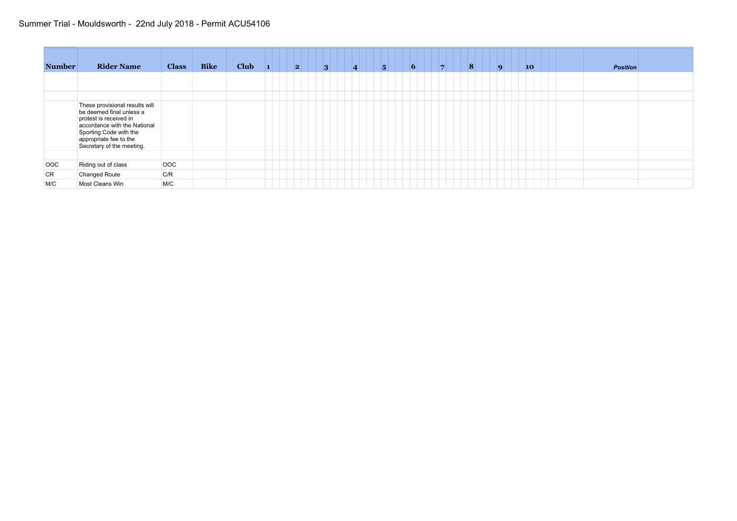# Summer Trial - Mouldsworth - 22nd July 2018 - Permit ACU54106

| Number | Rider Name | Class | Bike | Club | 1 | 2 | 3 | 4 | 5 | 6 | 7 | 8 | 9 | 10 | | *Position* | |
|---|---|---|---|---|---|---|---|---|---|---|---|---|---|---|---|---|---|
| | | | | | | | | | | | | | | | | | |
| | | | | | | | | | | | | | | | | | |
| | These provisional results will be deemed final unless a protest is received in accordance with the National Sporting Code with the appropriate fee to the Secretary of the meeting. | | | | | | | | | | | | | | | | |
| | | | | | | | | | | | | | | | | | |
| OOC | Riding out of class | OOC | | | | | | | | | | | | | | | |
| CR | Changed Route | C/R | | | | | | | | | | | | | | | |
| M/C | Most Cleans Win | M/C | | | | | | | | | | | | | | | |